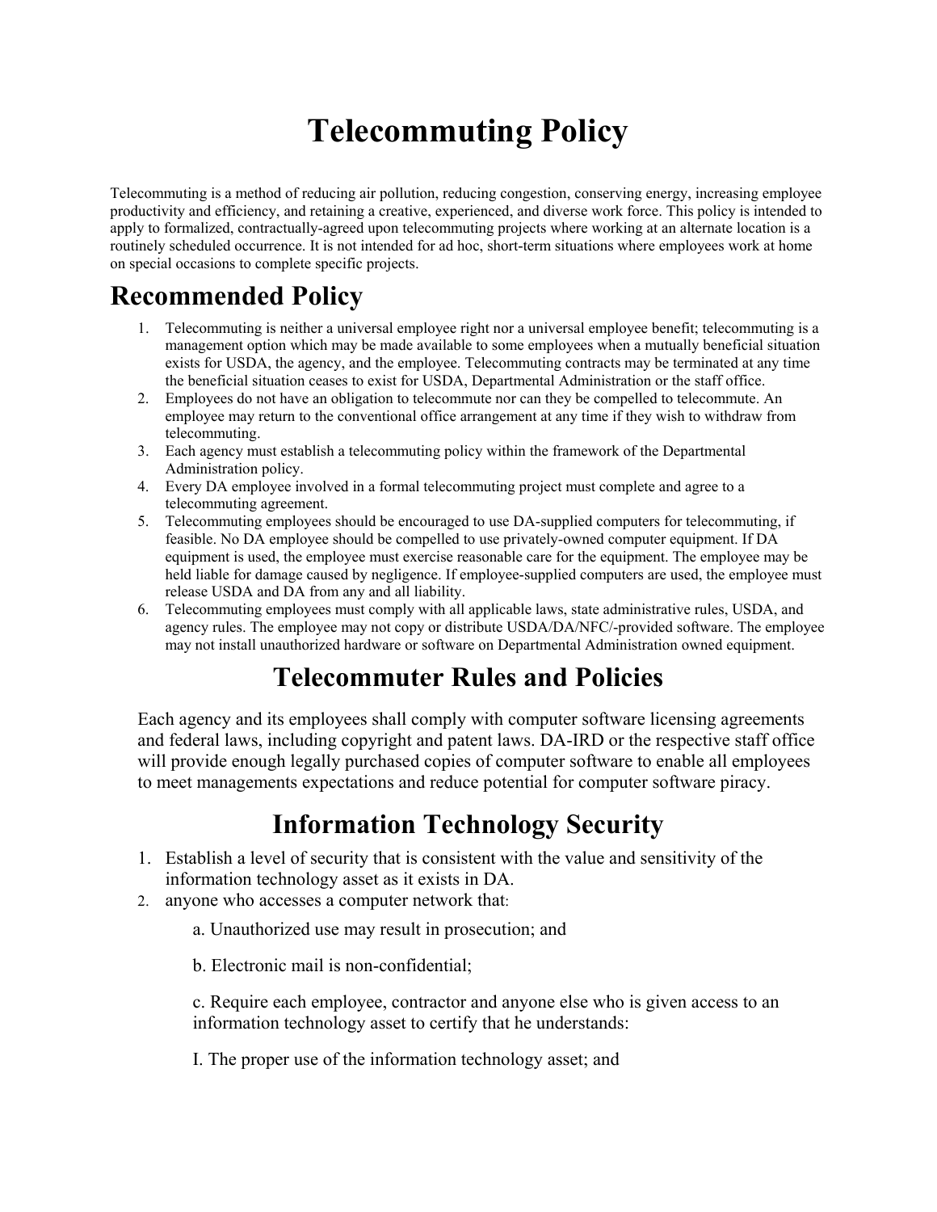# Telecommuting Policy

Telecommuting is a method of reducing air pollution, reducing congestion, conserving energy, increasing employee productivity and efficiency, and retaining a creative, experienced, and diverse work force. This policy is intended to apply to formalized, contractually-agreed upon telecommuting projects where working at an alternate location is a routinely scheduled occurrence. It is not intended for ad hoc, short-term situations where employees work at home on special occasions to complete specific projects.

## Recommended Policy

1. Telecommuting is neither a universal employee right nor a universal employee benefit; telecommuting is a management option which may be made available to some employees when a mutually beneficial situation exists for USDA, the agency, and the employee. Telecommuting contracts may be terminated at any time the beneficial situation ceases to exist for USDA, Departmental Administration or the staff office.
2. Employees do not have an obligation to telecommute nor can they be compelled to telecommute. An employee may return to the conventional office arrangement at any time if they wish to withdraw from telecommuting.
3. Each agency must establish a telecommuting policy within the framework of the Departmental Administration policy.
4. Every DA employee involved in a formal telecommuting project must complete and agree to a telecommuting agreement.
5. Telecommuting employees should be encouraged to use DA-supplied computers for telecommuting, if feasible. No DA employee should be compelled to use privately-owned computer equipment. If DA equipment is used, the employee must exercise reasonable care for the equipment. The employee may be held liable for damage caused by negligence. If employee-supplied computers are used, the employee must release USDA and DA from any and all liability.
6. Telecommuting employees must comply with all applicable laws, state administrative rules, USDA, and agency rules. The employee may not copy or distribute USDA/DA/NFC/-provided software. The employee may not install unauthorized hardware or software on Departmental Administration owned equipment.

## Telecommuter Rules and Policies

Each agency and its employees shall comply with computer software licensing agreements and federal laws, including copyright and patent laws. DA-IRD or the respective staff office will provide enough legally purchased copies of computer software to enable all employees to meet managements expectations and reduce potential for computer software piracy.

## Information Technology Security

1. Establish a level of security that is consistent with the value and sensitivity of the information technology asset as it exists in DA.
2. anyone who accesses a computer network that:

   a. Unauthorized use may result in prosecution; and

   b. Electronic mail is non-confidential;

   c. Require each employee, contractor and anyone else who is given access to an information technology asset to certify that he understands:

   I. The proper use of the information technology asset; and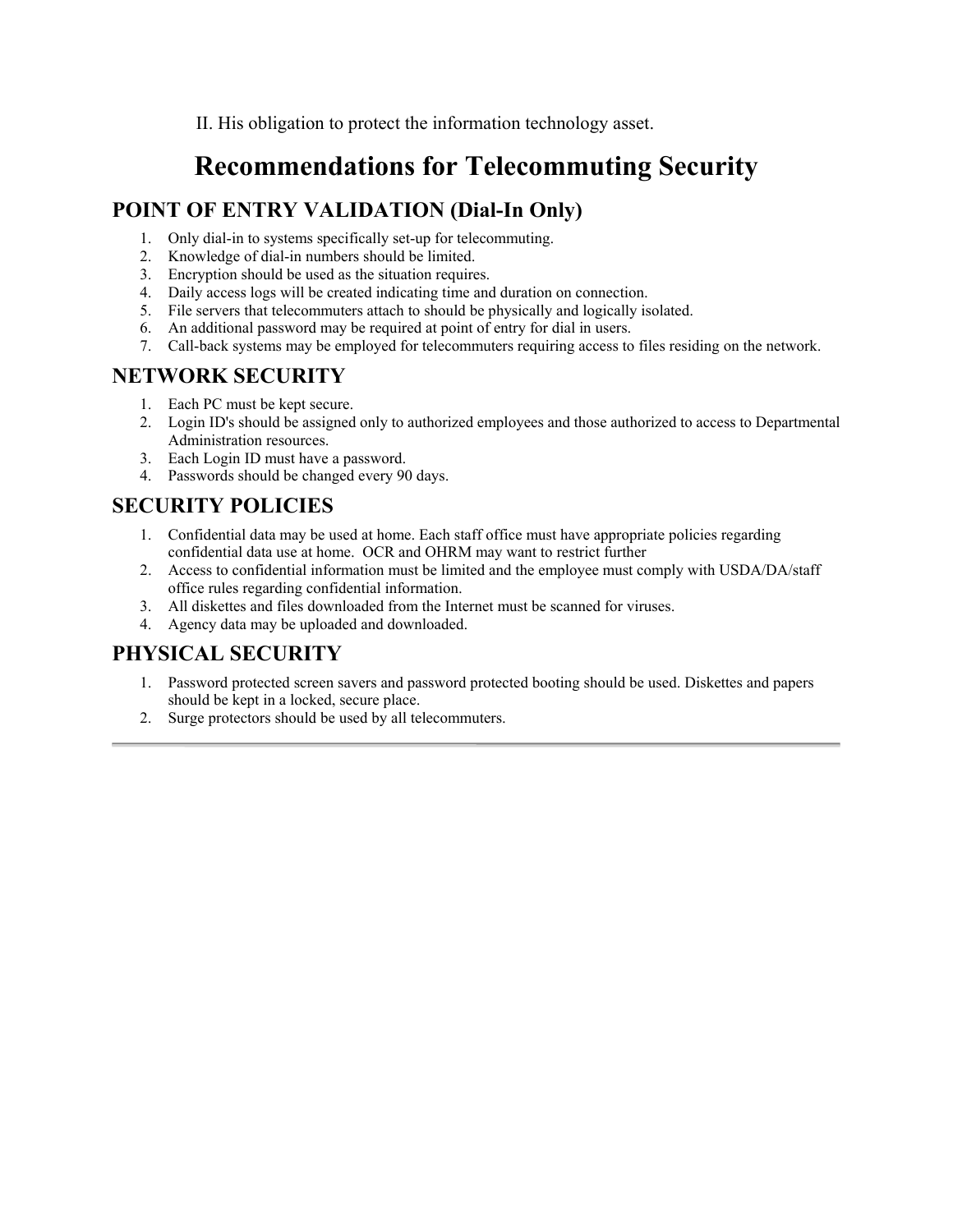II. His obligation to protect the information technology asset.

# Recommendations for Telecommuting Security

## POINT OF ENTRY VALIDATION (Dial-In Only)

1. Only dial-in to systems specifically set-up for telecommuting.
2. Knowledge of dial-in numbers should be limited.
3. Encryption should be used as the situation requires.
4. Daily access logs will be created indicating time and duration on connection.
5. File servers that telecommuters attach to should be physically and logically isolated.
6. An additional password may be required at point of entry for dial in users.
7. Call-back systems may be employed for telecommuters requiring access to files residing on the network.

## NETWORK SECURITY

1. Each PC must be kept secure.
2. Login ID's should be assigned only to authorized employees and those authorized to access to Departmental Administration resources.
3. Each Login ID must have a password.
4. Passwords should be changed every 90 days.

## SECURITY POLICIES

1. Confidential data may be used at home. Each staff office must have appropriate policies regarding confidential data use at home. OCR and OHRM may want to restrict further
2. Access to confidential information must be limited and the employee must comply with USDA/DA/staff office rules regarding confidential information.
3. All diskettes and files downloaded from the Internet must be scanned for viruses.
4. Agency data may be uploaded and downloaded.

## PHYSICAL SECURITY

1. Password protected screen savers and password protected booting should be used. Diskettes and papers should be kept in a locked, secure place.
2. Surge protectors should be used by all telecommuters.

---